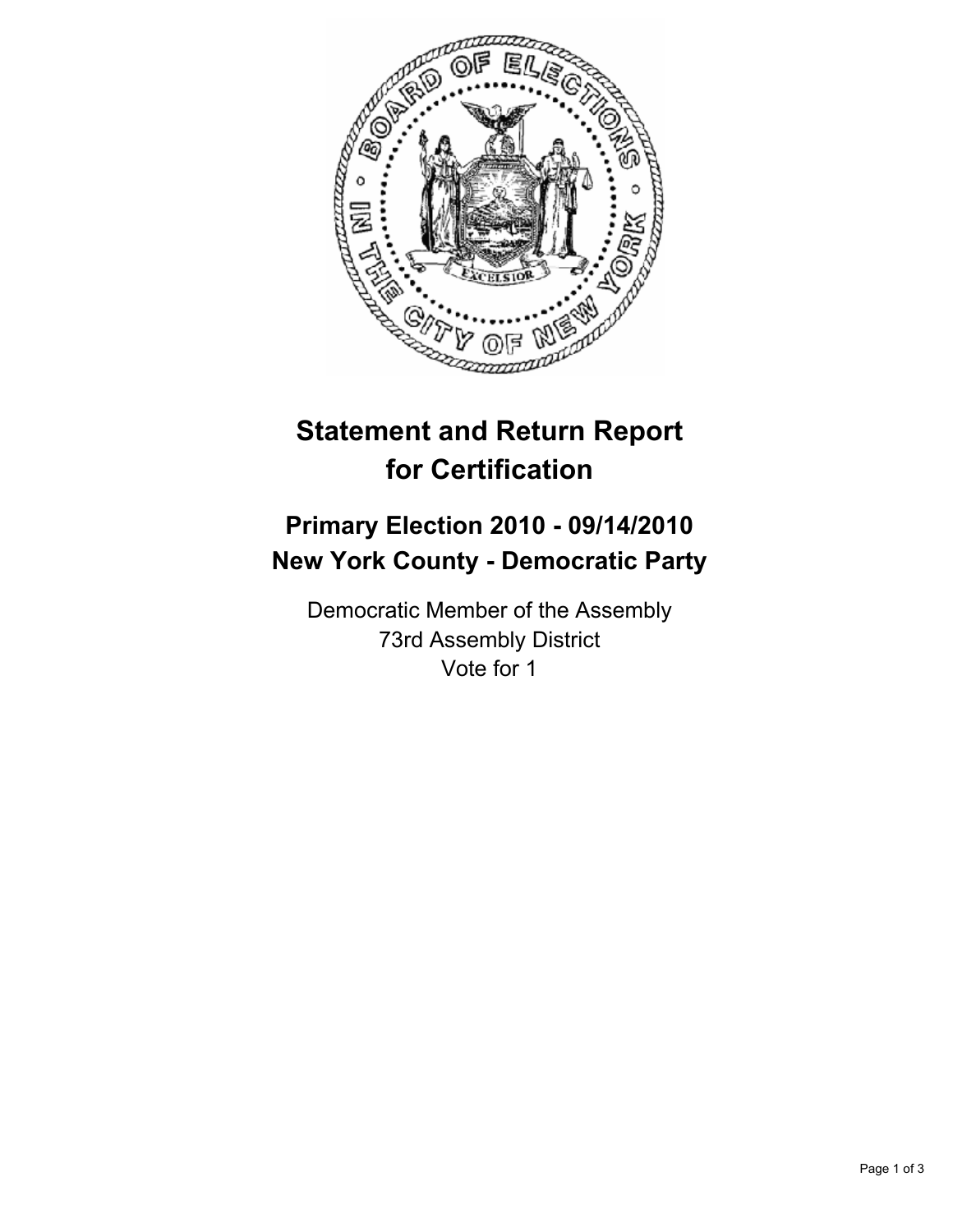# Statement and Return Report for Certification

## Primary Election 2010 - 09/14/2010
## New York County - Democratic Party

Democratic Member of the Assembly
73rd Assembly District
Vote for 1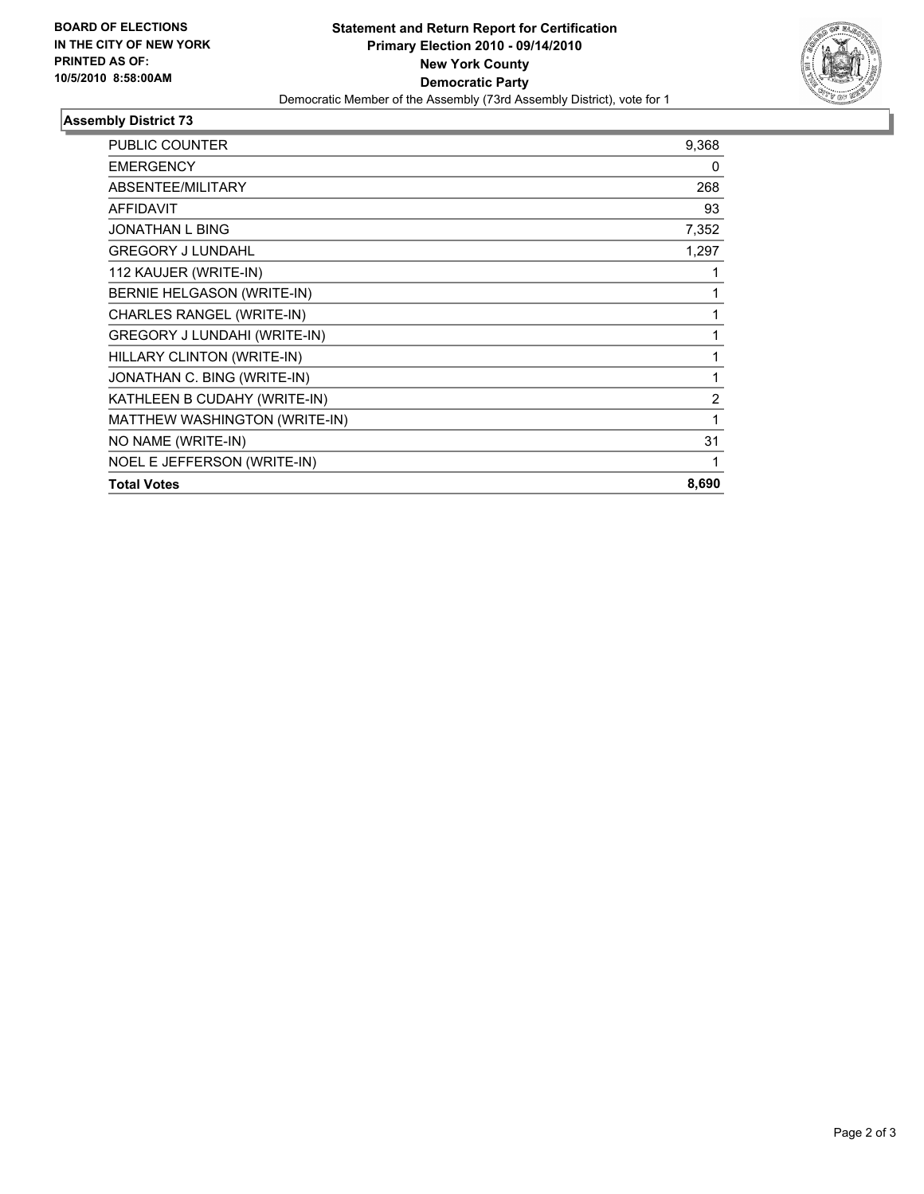**BOARD OF ELECTIONS**
**IN THE CITY OF NEW YORK**
**PRINTED AS OF:**
**10/5/2010 8:58:00AM**

**Statement and Return Report for Certification**
**Primary Election 2010 - 09/14/2010**
**New York County**
**Democratic Party**
Democratic Member of the Assembly (73rd Assembly District), vote for 1

## Assembly District 73

| | |
|---|---|
| PUBLIC COUNTER | 9,368 |
| EMERGENCY | 0 |
| ABSENTEE/MILITARY | 268 |
| AFFIDAVIT | 93 |
| JONATHAN L BING | 7,352 |
| GREGORY J LUNDAHL | 1,297 |
| 112 KAUJER (WRITE-IN) | 1 |
| BERNIE HELGASON (WRITE-IN) | 1 |
| CHARLES RANGEL (WRITE-IN) | 1 |
| GREGORY J LUNDAHI (WRITE-IN) | 1 |
| HILLARY CLINTON (WRITE-IN) | 1 |
| JONATHAN C. BING (WRITE-IN) | 1 |
| KATHLEEN B CUDAHY (WRITE-IN) | 2 |
| MATTHEW WASHINGTON (WRITE-IN) | 1 |
| NO NAME (WRITE-IN) | 31 |
| NOEL E JEFFERSON (WRITE-IN) | 1 |
| **Total Votes** | **8,690** |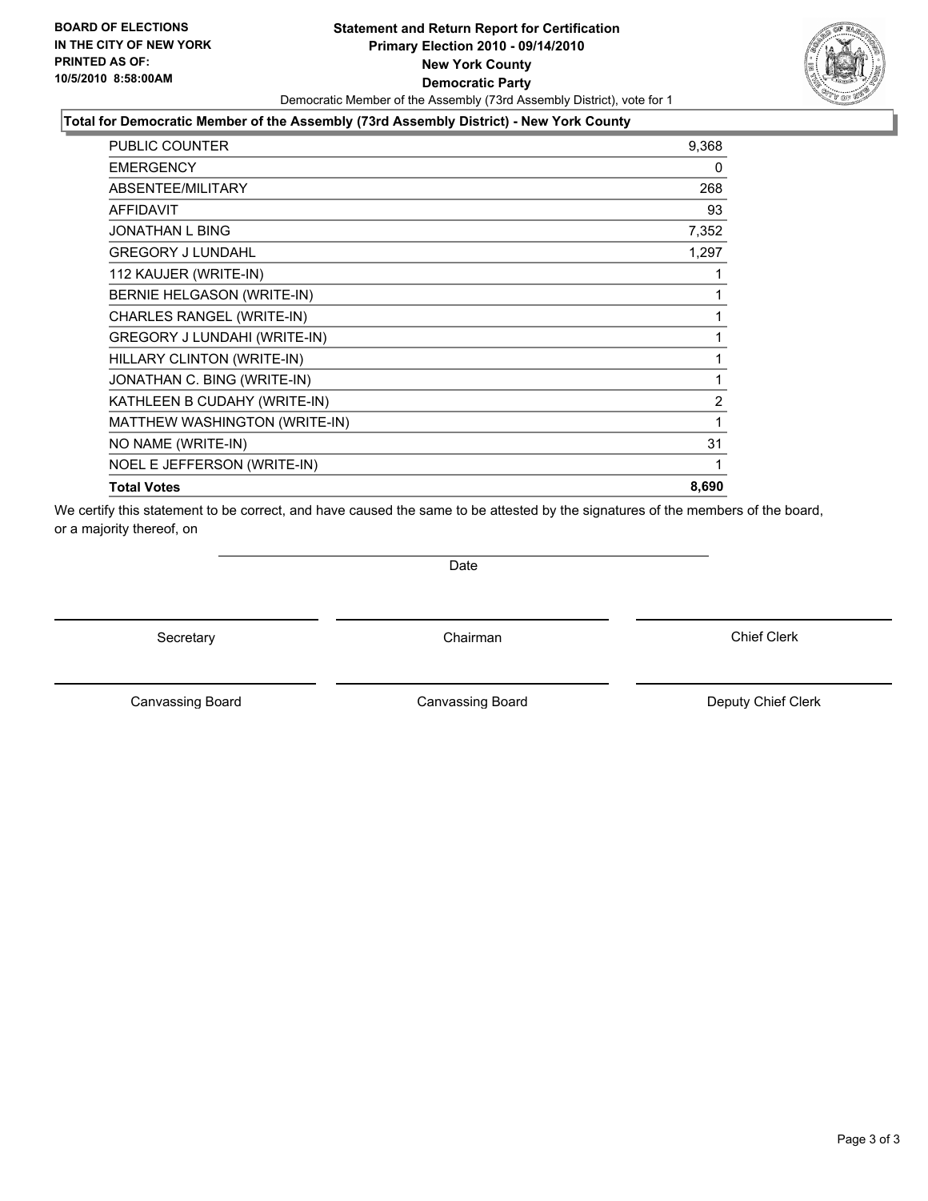**BOARD OF ELECTIONS**
**IN THE CITY OF NEW YORK**
**PRINTED AS OF:**
**10/5/2010 8:58:00AM**

# Statement and Return Report for Certification
## Primary Election 2010 - 09/14/2010
## New York County
## Democratic Party

Democratic Member of the Assembly (73rd Assembly District), vote for 1

### Total for Democratic Member of the Assembly (73rd Assembly District) - New York County

| | |
|---|---|
| PUBLIC COUNTER | 9,368 |
| EMERGENCY | 0 |
| ABSENTEE/MILITARY | 268 |
| AFFIDAVIT | 93 |
| JONATHAN L BING | 7,352 |
| GREGORY J LUNDAHL | 1,297 |
| 112 KAUJER (WRITE-IN) | 1 |
| BERNIE HELGASON (WRITE-IN) | 1 |
| CHARLES RANGEL (WRITE-IN) | 1 |
| GREGORY J LUNDAHI (WRITE-IN) | 1 |
| HILLARY CLINTON (WRITE-IN) | 1 |
| JONATHAN C. BING (WRITE-IN) | 1 |
| KATHLEEN B CUDAHY (WRITE-IN) | 2 |
| MATTHEW WASHINGTON (WRITE-IN) | 1 |
| NO NAME (WRITE-IN) | 31 |
| NOEL E JEFFERSON (WRITE-IN) | 1 |
| **Total Votes** | **8,690** |

We certify this statement to be correct, and have caused the same to be attested by the signatures of the members of the board, or a majority thereof, on

Date

Secretary

Chairman

Chief Clerk

Canvassing Board

Canvassing Board

Deputy Chief Clerk